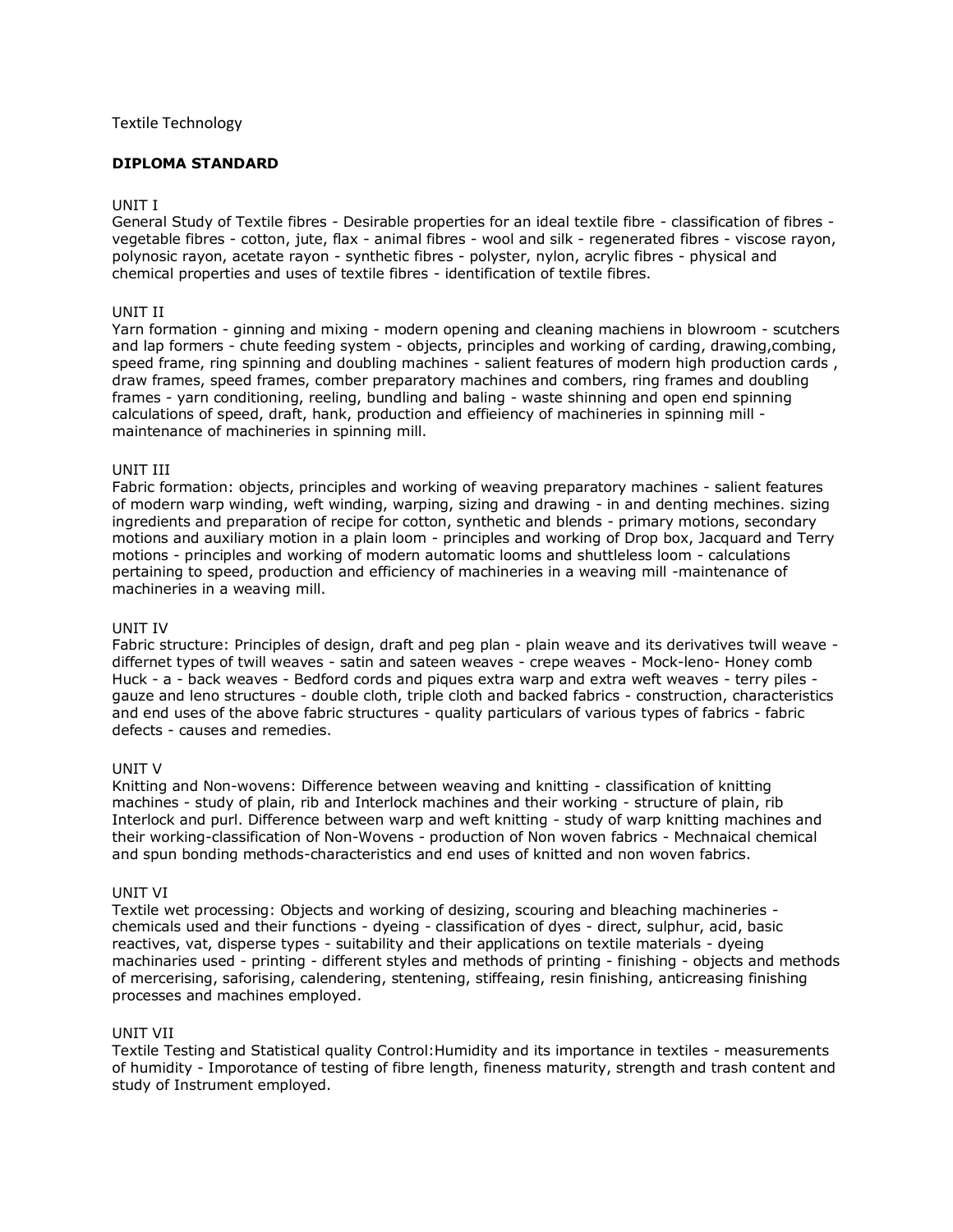Textile Technology

**DIPLOMA STANDARD**

UNIT I

General Study of Textile fibres - Desirable properties for an ideal textile fibre - classification of fibres - vegetable fibres - cotton, jute, flax - animal fibres - wool and silk - regenerated fibres - viscose rayon, polynosic rayon, acetate rayon - synthetic fibres - polyster, nylon, acrylic fibres - physical and chemical properties and uses of textile fibres - identification of textile fibres.

UNIT II

Yarn formation - ginning and mixing - modern opening and cleaning machiens in blowroom - scutchers and lap formers - chute feeding system - objects, principles and working of carding, drawing,combing, speed frame, ring spinning and doubling machines - salient features of modern high production cards , draw frames, speed frames, comber preparatory machines and combers, ring frames and doubling frames - yarn conditioning, reeling, bundling and baling - waste shinning and open end spinning calculations of speed, draft, hank, production and effieiency of machineries in spinning mill - maintenance of machineries in spinning mill.

UNIT III

Fabric formation: objects, principles and working of weaving preparatory machines - salient features of modern warp winding, weft winding, warping, sizing and drawing - in and denting mechines. sizing ingredients and preparation of recipe for cotton, synthetic and blends - primary motions, secondary motions and auxiliary motion in a plain loom - principles and working of Drop box, Jacquard and Terry motions - principles and working of modern automatic looms and shuttleless loom - calculations pertaining to speed, production and efficiency of machineries in a weaving mill -maintenance of machineries in a weaving mill.

UNIT IV

Fabric structure: Principles of design, draft and peg plan - plain weave and its derivatives twill weave - differnet types of twill weaves - satin and sateen weaves - crepe weaves - Mock-leno- Honey comb Huck - a - back weaves - Bedford cords and piques extra warp and extra weft weaves - terry piles - gauze and leno structures - double cloth, triple cloth and backed fabrics - construction, characteristics and end uses of the above fabric structures - quality particulars of various types of fabrics - fabric defects - causes and remedies.

UNIT V

Knitting and Non-wovens: Difference between weaving and knitting - classification of knitting machines - study of plain, rib and Interlock machines and their working - structure of plain, rib Interlock and purl. Difference between warp and weft knitting - study of warp knitting machines and their working-classification of Non-Wovens - production of Non woven fabrics - Mechnaical chemical and spun bonding methods-characteristics and end uses of knitted and non woven fabrics.

UNIT VI

Textile wet processing: Objects and working of desizing, scouring and bleaching machineries - chemicals used and their functions - dyeing - classification of dyes - direct, sulphur, acid, basic reactives, vat, disperse types - suitability and their applications on textile materials - dyeing machinaries used - printing - different styles and methods of printing - finishing - objects and methods of mercerising, saforising, calendering, stentening, stiffeaing, resin finishing, anticreasing finishing processes and machines employed.

UNIT VII

Textile Testing and Statistical quality Control:Humidity and its importance in textiles - measurements of humidity - Imporotance of testing of fibre length, fineness maturity, strength and trash content and study of Instrument employed.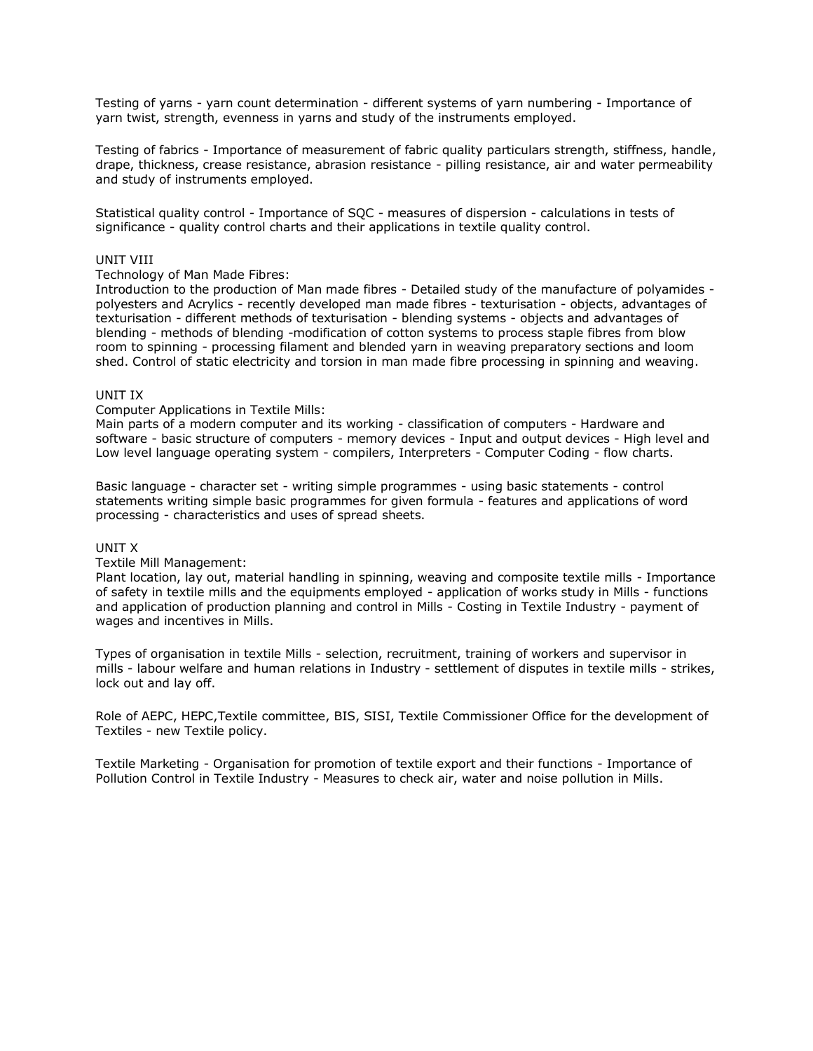Testing of yarns - yarn count determination - different systems of yarn numbering - Importance of yarn twist, strength, evenness in yarns and study of the instruments employed.

Testing of fabrics - Importance of measurement of fabric quality particulars strength, stiffness, handle, drape, thickness, crease resistance, abrasion resistance - pilling resistance, air and water permeability and study of instruments employed.

Statistical quality control - Importance of SQC - measures of dispersion - calculations in tests of significance - quality control charts and their applications in textile quality control.

UNIT VIII

Technology of Man Made Fibres:

Introduction to the production of Man made fibres - Detailed study of the manufacture of polyamides - polyesters and Acrylics - recently developed man made fibres - texturisation - objects, advantages of texturisation - different methods of texturisation - blending systems - objects and advantages of blending - methods of blending -modification of cotton systems to process staple fibres from blow room to spinning - processing filament and blended yarn in weaving preparatory sections and loom shed. Control of static electricity and torsion in man made fibre processing in spinning and weaving.

UNIT IX

Computer Applications in Textile Mills:

Main parts of a modern computer and its working - classification of computers - Hardware and software - basic structure of computers - memory devices - Input and output devices - High level and Low level language operating system - compilers, Interpreters - Computer Coding - flow charts.

Basic language - character set - writing simple programmes - using basic statements - control statements writing simple basic programmes for given formula - features and applications of word processing - characteristics and uses of spread sheets.

UNIT X

Textile Mill Management:

Plant location, lay out, material handling in spinning, weaving and composite textile mills - Importance of safety in textile mills and the equipments employed - application of works study in Mills - functions and application of production planning and control in Mills - Costing in Textile Industry - payment of wages and incentives in Mills.

Types of organisation in textile Mills - selection, recruitment, training of workers and supervisor in mills - labour welfare and human relations in Industry - settlement of disputes in textile mills - strikes, lock out and lay off.

Role of AEPC, HEPC,Textile committee, BIS, SISI, Textile Commissioner Office for the development of Textiles - new Textile policy.

Textile Marketing - Organisation for promotion of textile export and their functions - Importance of Pollution Control in Textile Industry - Measures to check air, water and noise pollution in Mills.